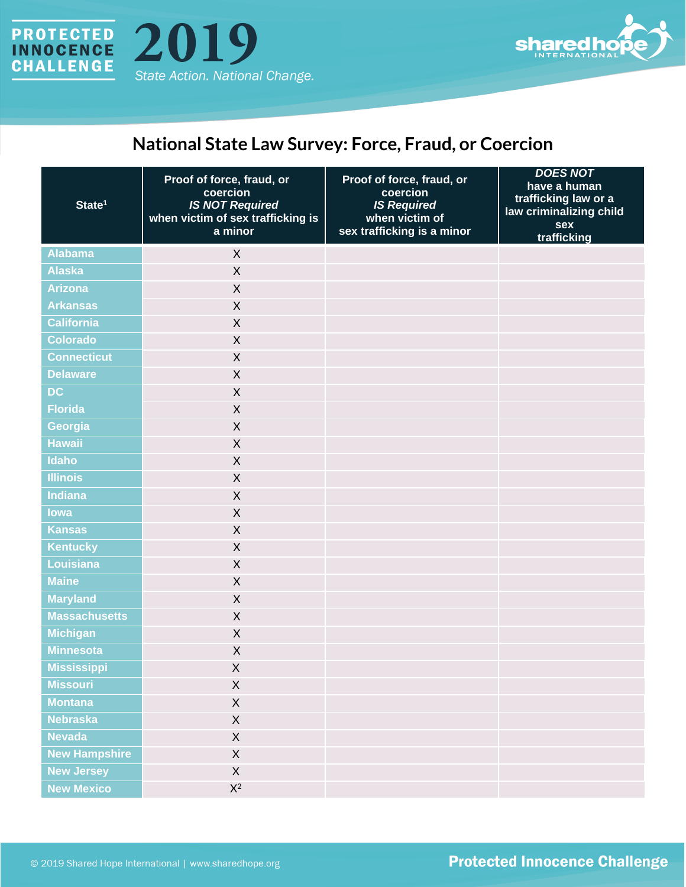# PROTECTED INNOCENCE CHALLENGE 2019

State Action. National Change.

## National State Law Survey: Force, Fraud, or Coercion

| State[1] | Proof of force, fraud, or coercion *IS NOT Required* when victim of sex trafficking is a minor | Proof of force, fraud, or coercion *IS Required* when victim of sex trafficking is a minor | *DOES NOT* have a human trafficking law or a law criminalizing child sex trafficking |
|---|---|---|---|
| Alabama | X | | |
| Alaska | X | | |
| Arizona | X | | |
| Arkansas | X | | |
| California | X | | |
| Colorado | X | | |
| Connecticut | X | | |
| Delaware | X | | |
| DC | X | | |
| Florida | X | | |
| Georgia | X | | |
| Hawaii | X | | |
| Idaho | X | | |
| Illinois | X | | |
| Indiana | X | | |
| Iowa | X | | |
| Kansas | X | | |
| Kentucky | X | | |
| Louisiana | X | | |
| Maine | X | | |
| Maryland | X | | |
| Massachusetts | X | | |
| Michigan | X | | |
| Minnesota | X | | |
| Mississippi | X | | |
| Missouri | X | | |
| Montana | X | | |
| Nebraska | X | | |
| Nevada | X | | |
| New Hampshire | X | | |
| New Jersey | X | | |
| New Mexico | X[2] | | |

© 2019 Shared Hope International | www.sharedhope.org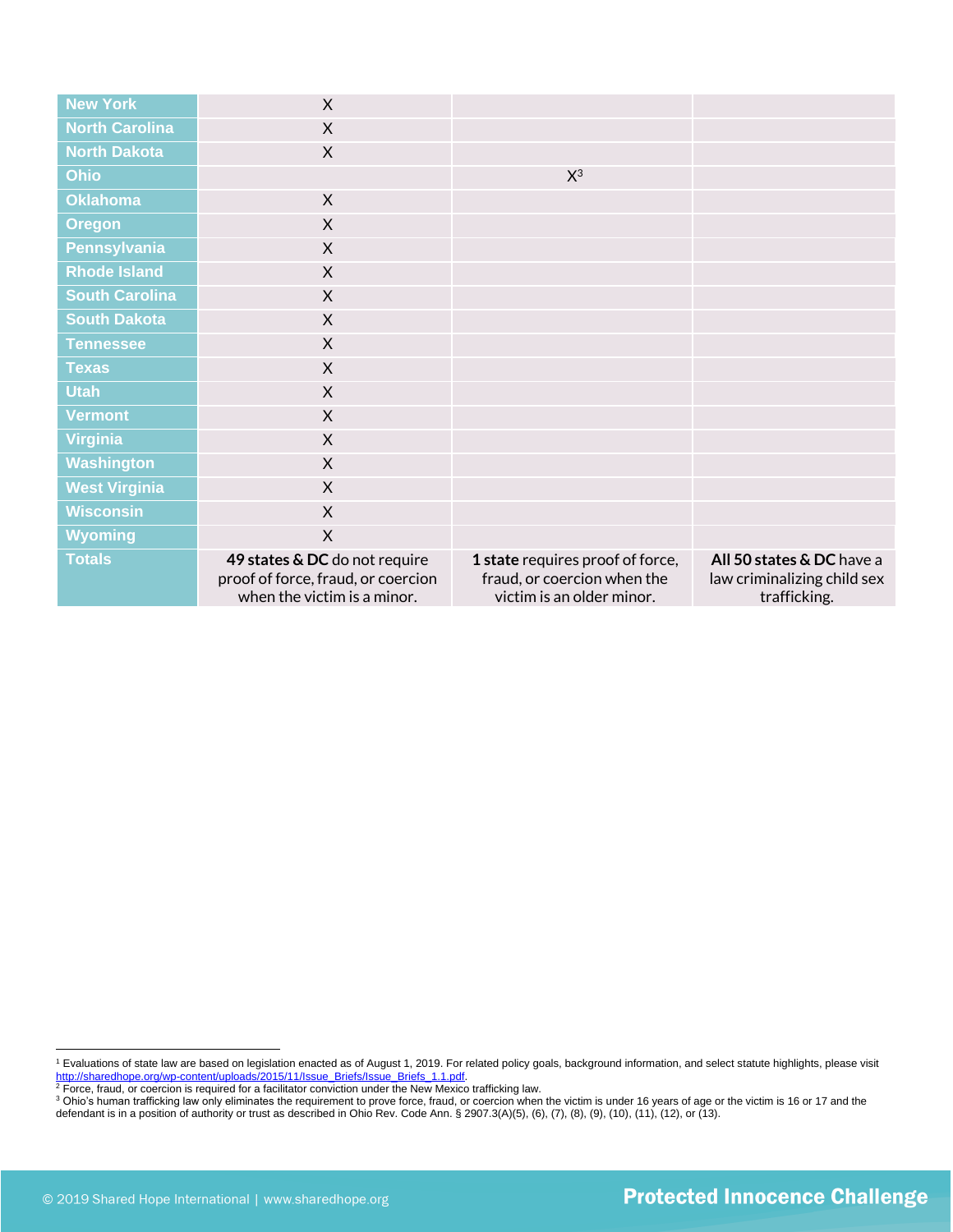| | | | |
|---|---|---|---|
| New York | X | | |
| North Carolina | X | | |
| North Dakota | X | | |
| Ohio | | X[3] | |
| Oklahoma | X | | |
| Oregon | X | | |
| Pennsylvania | X | | |
| Rhode Island | X | | |
| South Carolina | X | | |
| South Dakota | X | | |
| Tennessee | X | | |
| Texas | X | | |
| Utah | X | | |
| Vermont | X | | |
| Virginia | X | | |
| Washington | X | | |
| West Virginia | X | | |
| Wisconsin | X | | |
| Wyoming | X | | |
| Totals | **49 states & DC** do not require proof of force, fraud, or coercion when the victim is a minor. | **1 state** requires proof of force, fraud, or coercion when the victim is an older minor. | **All 50 states & DC** have a law criminalizing child sex trafficking. |

[1] Evaluations of state law are based on legislation enacted as of August 1, 2019. For related policy goals, background information, and select statute highlights, please visit http://sharedhope.org/wp-content/uploads/2015/11/Issue_Briefs/Issue_Briefs_1.1.pdf.

[2] Force, fraud, or coercion is required for a facilitator conviction under the New Mexico trafficking law.

[3] Ohio's human trafficking law only eliminates the requirement to prove force, fraud, or coercion when the victim is under 16 years of age or the victim is 16 or 17 and the defendant is in a position of authority or trust as described in Ohio Rev. Code Ann. § 2907.3(A)(5), (6), (7), (8), (9), (10), (11), (12), or (13).